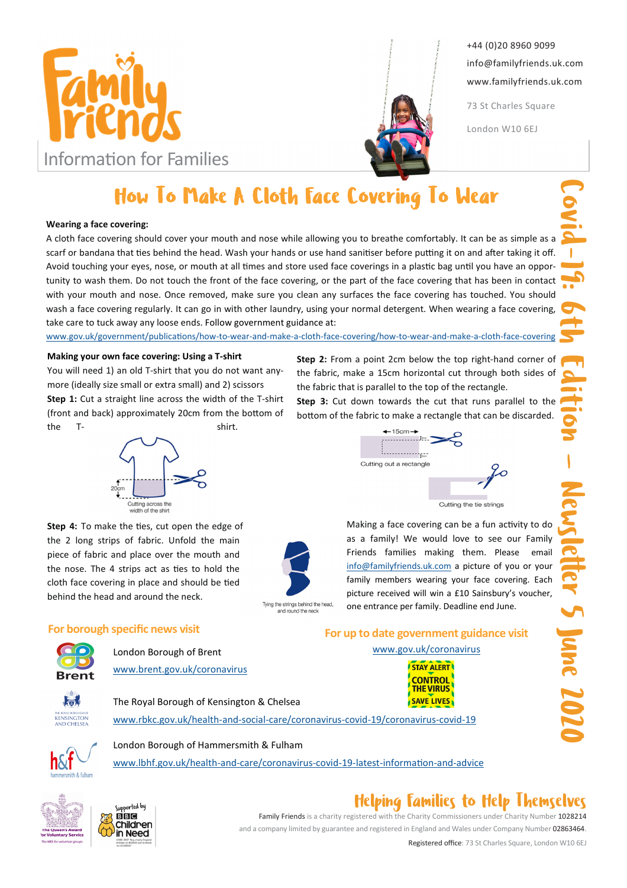Family Friends
Information for Families

+44 (0)20 8960 9099
info@familyfriends.uk.com
www.familyfriends.uk.com
73 St Charles Square
London W10 6EJ

Covid-19: 6th Edition – Newsletter 5 June 2020

# How To Make A Cloth Face Covering To Wear

**Wearing a face covering:**

A cloth face covering should cover your mouth and nose while allowing you to breathe comfortably. It can be as simple as a scarf or bandana that ties behind the head. Wash your hands or use hand sanitiser before putting it on and after taking it off. Avoid touching your eyes, nose, or mouth at all times and store used face coverings in a plastic bag until you have an opportunity to wash them. Do not touch the front of the face covering, or the part of the face covering that has been in contact with your mouth and nose. Once removed, make sure you clean any surfaces the face covering has touched. You should wash a face covering regularly. It can go in with other laundry, using your normal detergent. When wearing a face covering, take care to tuck away any loose ends. Follow government guidance at:
www.gov.uk/government/publications/how-to-wear-and-make-a-cloth-face-covering/how-to-wear-and-make-a-cloth-face-covering

**Making your own face covering: Using a T-shirt**

You will need 1) an old T-shirt that you do not want anymore (ideally size small or extra small) and 2) scissors

**Step 1:** Cut a straight line across the width of the T-shirt (front and back) approximately 20cm from the bottom of the T-shirt.

20cm

Cutting across the width of the shirt

**Step 2:** From a point 2cm below the top right-hand corner of the fabric, make a 15cm horizontal cut through both sides of the fabric that is parallel to the top of the rectangle.

**Step 3:** Cut down towards the cut that runs parallel to the bottom of the fabric to make a rectangle that can be discarded.

15cm

Cutting out a rectangle

Cutting the tie strings

**Step 4:** To make the ties, cut open the edge of the 2 long strips of fabric. Unfold the main piece of fabric and place over the mouth and the nose. The 4 strips act as ties to hold the cloth face covering in place and should be tied behind the head and around the neck.

Tying the strings behind the head, and round the neck

Making a face covering can be a fun activity to do as a family! We would love to see our Family Friends families making them. Please email info@familyfriends.uk.com a picture of you or your family members wearing your face covering. Each picture received will win a £10 Sainsbury's voucher, one entrance per family. Deadline end June.

## For borough specific news visit

London Borough of Brent
www.brent.gov.uk/coronavirus

The Royal Borough of Kensington & Chelsea
www.rbkc.gov.uk/health-and-social-care/coronavirus-covid-19/coronavirus-covid-19

London Borough of Hammersmith & Fulham
www.lbhf.gov.uk/health-and-care/coronavirus-covid-19-latest-information-and-advice

## For up to date government guidance visit

www.gov.uk/coronavirus

STAY ALERT
CONTROL THE VIRUS
SAVE LIVES

The Queen's Award for Voluntary Service

Supported by BBC Children in Need

## Helping Families to Help Themselves

Family Friends is a charity registered with the Charity Commissioners under Charity Number 1028214 and a company limited by guarantee and registered in England and Wales under Company Number 02863464.

Registered office: 73 St Charles Square, London W10 6EJ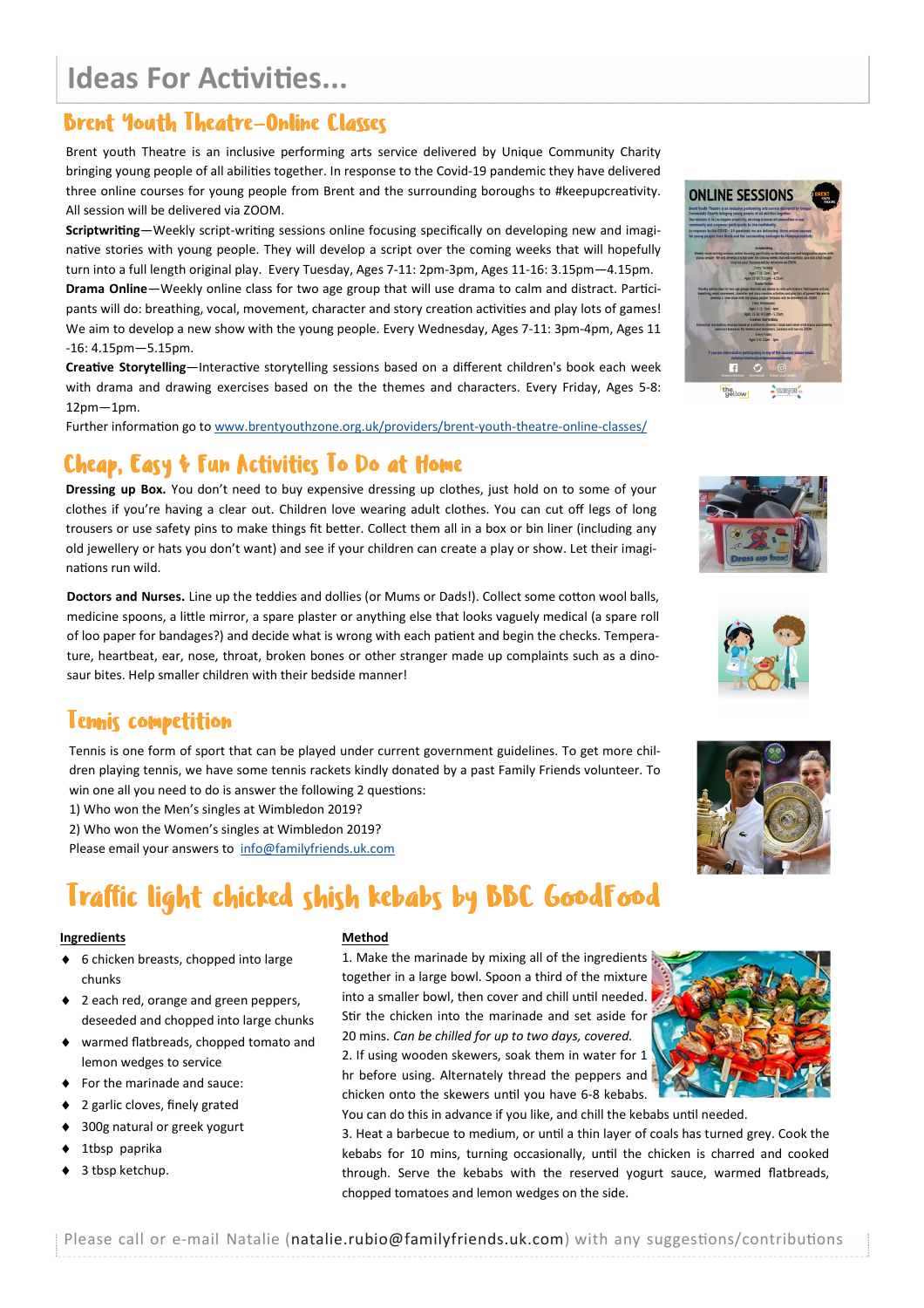# Ideas For Activities...

## Brent Youth Theatre—Online Classes

Brent youth Theatre is an inclusive performing arts service delivered by Unique Community Charity bringing young people of all abilities together. In response to the Covid-19 pandemic they have delivered three online courses for young people from Brent and the surrounding boroughs to #keepupcreativity. All session will be delivered via ZOOM.

**Scriptwriting**—Weekly script-writing sessions online focusing specifically on developing new and imaginative stories with young people. They will develop a script over the coming weeks that will hopefully turn into a full length original play. Every Tuesday, Ages 7-11: 2pm-3pm, Ages 11-16: 3.15pm—4.15pm.

**Drama Online**—Weekly online class for two age group that will use drama to calm and distract. Participants will do: breathing, vocal, movement, character and story creation activities and play lots of games! We aim to develop a new show with the young people. Every Wednesday, Ages 7-11: 3pm-4pm, Ages 11-16: 4.15pm—5.15pm.

**Creative Storytelling**—Interactive storytelling sessions based on a different children's book each week with drama and drawing exercises based on the the themes and characters. Every Friday, Ages 5-8: 12pm—1pm.

Further information go to www.brentyouthzone.org.uk/providers/brent-youth-theatre-online-classes/

## Cheap, Easy & Fun Activities To Do at Home

**Dressing up Box.** You don't need to buy expensive dressing up clothes, just hold on to some of your clothes if you're having a clear out. Children love wearing adult clothes. You can cut off legs of long trousers or use safety pins to make things fit better. Collect them all in a box or bin liner (including any old jewellery or hats you don't want) and see if your children can create a play or show. Let their imaginations run wild.

**Doctors and Nurses.** Line up the teddies and dollies (or Mums or Dads!). Collect some cotton wool balls, medicine spoons, a little mirror, a spare plaster or anything else that looks vaguely medical (a spare roll of loo paper for bandages?) and decide what is wrong with each patient and begin the checks. Temperature, heartbeat, ear, nose, throat, broken bones or other stranger made up complaints such as a dinosaur bites. Help smaller children with their bedside manner!

## Tennis competition

Tennis is one form of sport that can be played under current government guidelines. To get more children playing tennis, we have some tennis rackets kindly donated by a past Family Friends volunteer. To win one all you need to do is answer the following 2 questions:

1) Who won the Men's singles at Wimbledon 2019?

2) Who won the Women's singles at Wimbledon 2019?

Please email your answers to info@familyfriends.uk.com

## Traffic light chicked shish kebabs by BBC GoodFood

**Ingredients**

- 6 chicken breasts, chopped into large chunks
- 2 each red, orange and green peppers, deseeded and chopped into large chunks
- warmed flatbreads, chopped tomato and lemon wedges to service
- For the marinade and sauce:
- 2 garlic cloves, finely grated
- 300g natural or greek yogurt
- 1tbsp paprika
- 3 tbsp ketchup.

**Method**

1. Make the marinade by mixing all of the ingredients together in a large bowl. Spoon a third of the mixture into a smaller bowl, then cover and chill until needed. Stir the chicken into the marinade and set aside for 20 mins. *Can be chilled for up to two days, covered.*

2. If using wooden skewers, soak them in water for 1 hr before using. Alternately thread the peppers and chicken onto the skewers until you have 6-8 kebabs. You can do this in advance if you like, and chill the kebabs until needed.

3. Heat a barbecue to medium, or until a thin layer of coals has turned grey. Cook the kebabs for 10 mins, turning occasionally, until the chicken is charred and cooked through. Serve the kebabs with the reserved yogurt sauce, warmed flatbreads, chopped tomatoes and lemon wedges on the side.

Please call or e-mail Natalie (natalie.rubio@familyfriends.uk.com) with any suggestions/contributions